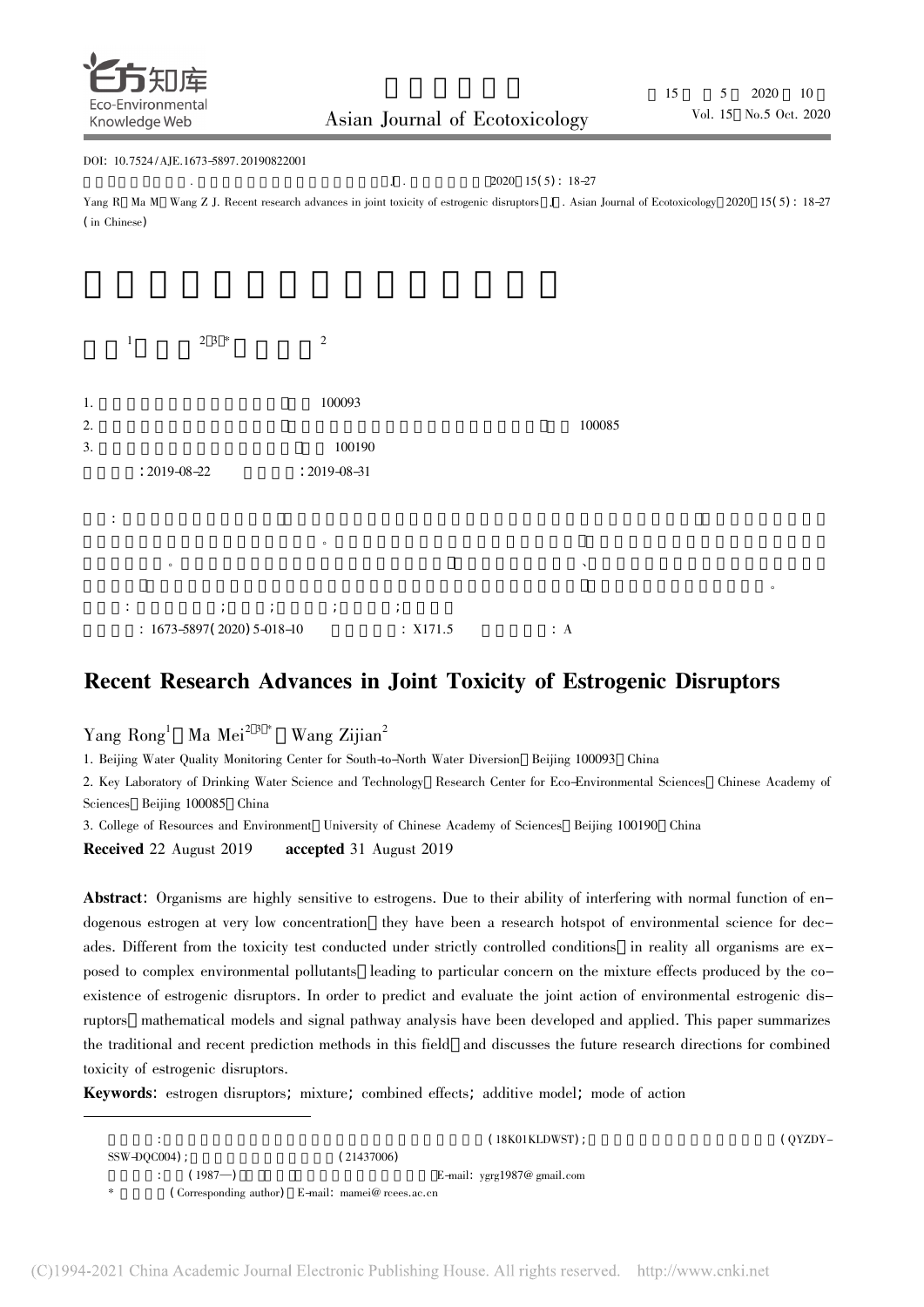DOI: 10.7524/AJE.1673-5897.20190822001

. J . 2020 15(5): 18-27

Yang R, Ma M, Wang Z J. Recent research advances in joint toxicity of estrogenic disruptors [J]. Asian Journal of Ecotoxicology, 2020, 15(5): 18-27 (in Chinese)

1. 100093

2. 100085

3. 100190

: 2019-08-22 : 2019-08-31

: 1673-5897(2020)5-018-10 : X171.5 : A

# Recent Research Advances in Joint Toxicity of Estrogenic Disruptors

Yang Rong[1], Ma Mei[2,3,*], Wang Zijian[2]

1. Beijing Water Quality Monitoring Center for South-to-North Water Diversion, Beijing 100093, China

2. Key Laboratory of Drinking Water Science and Technology, Research Center for Eco-Environmental Sciences, Chinese Academy of Sciences, Beijing 100085, China

3. College of Resources and Environment, University of Chinese Academy of Sciences, Beijing 100190, China

**Received** 22 August 2019 **accepted** 31 August 2019

**Abstract**: Organisms are highly sensitive to estrogens. Due to their ability of interfering with normal function of endogenous estrogen at very low concentration, they have been a research hotspot of environmental science for decades. Different from the toxicity test conducted under strictly controlled conditions, in reality all organisms are exposed to complex environmental pollutants, leading to particular concern on the mixture effects produced by the co-existence of estrogenic disruptors. In order to predict and evaluate the joint action of environmental estrogenic disruptors, mathematical models and signal pathway analysis have been developed and applied. This paper summarizes the traditional and recent prediction methods in this field, and discusses the future research directions for combined toxicity of estrogenic disruptors.

**Keywords**: estrogen disruptors; mixture; combined effects; additive model; mode of action

(18K01KLDWST); (QYZDY-SSW-DQC004); (21437006)

(1987—) E-mail: ygrg1987@gmail.com

* (Corresponding author) E-mail: mamei@rcees.ac.cn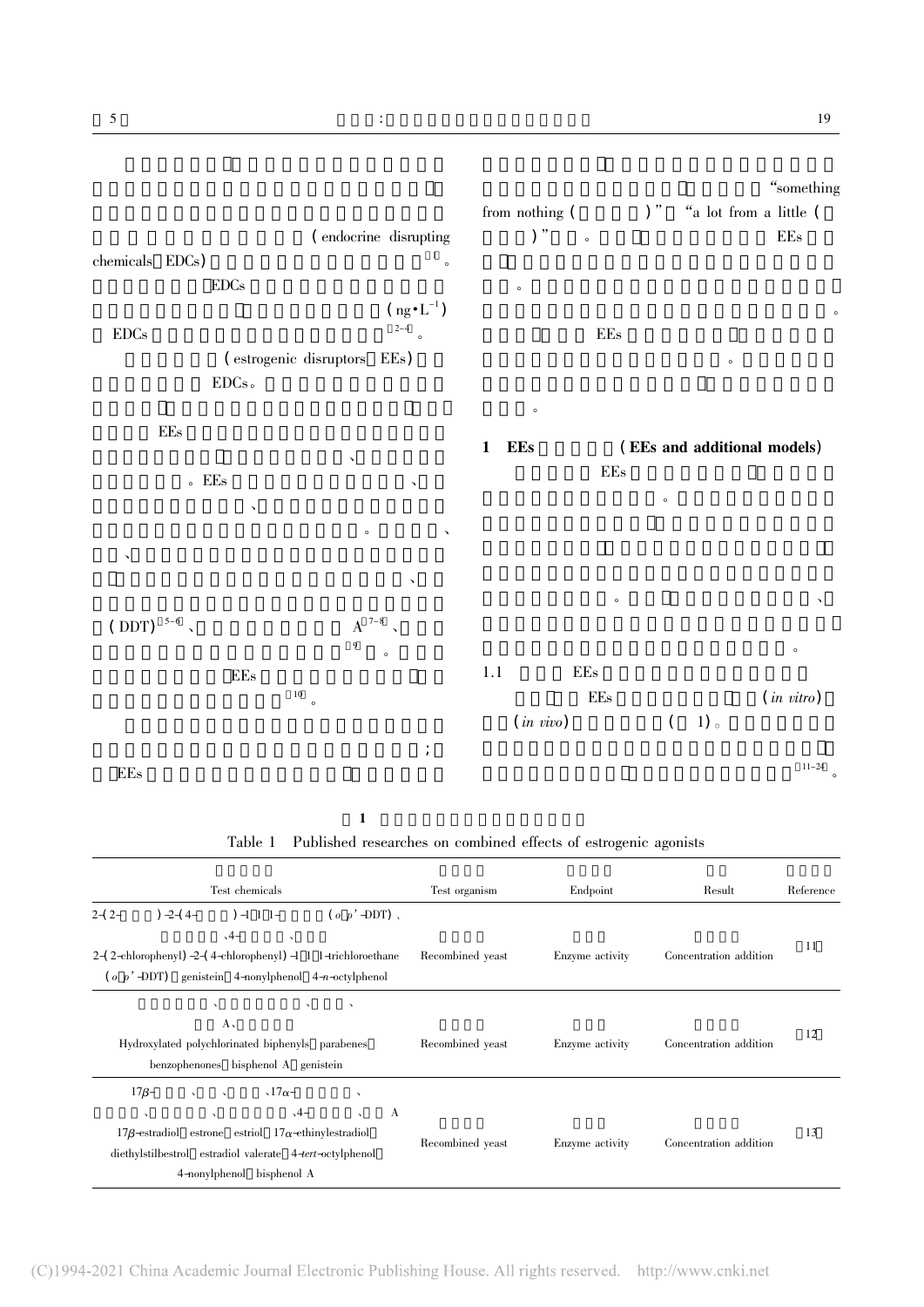(endocrine disrupting chemicals EDCs)[1]。

EDCs

$(ng \cdot L^{-1})$

EDCs[2-4]。

(estrogenic disruptors EEs)

EDCs。

EEs

、

。EEs 、

、

。 、

、

、

(DDT)[5-6]、 A[7-8]、

[9]。

EEs

[10]。

；

EEs

"something from nothing ( )" "a lot from a little ( )"。 EEs

。

。

EEs 。

。

## 1 EEs (EEs and additional models)

EEs

。

。 、

。

### 1.1 EEs

EEs (*in vitro*) (*in vivo*) ( 1)。

[11-24]。

**1**

Table 1 Published researches on combined effects of estrogenic agonists

| Test chemicals | Test organism | Endpoint | Result | Reference |
|---|---|---|---|---|
| 2-(2- )-2-(4- )-1,1,1- (*o,p'*-DDT)、 、4- 、 2-(2-chlorophenyl)-2-(4-chlorophenyl)-1,1,1-trichloroethane (*o,p'*-DDT), genistein, 4-nonylphenol, 4-*n*-octylphenol | Recombined yeast | Enzyme activity | Concentration addition | [11] |
| 、 、 、 A、 Hydroxylated polychlorinated biphenyls, parabenes, benzophenones, bisphenol A, genistein | Recombined yeast | Enzyme activity | Concentration addition | [12] |
| 17β- 、 、 、17α- 、 、 、 、4- 、 A 17β-estradiol, estrone, estriol, 17α-ethinylestradiol, diethylstilbestrol, estradiol valerate, 4-*tert*-octylphenol, 4-nonylphenol, bisphenol A | Recombined yeast | Enzyme activity | Concentration addition | [13] |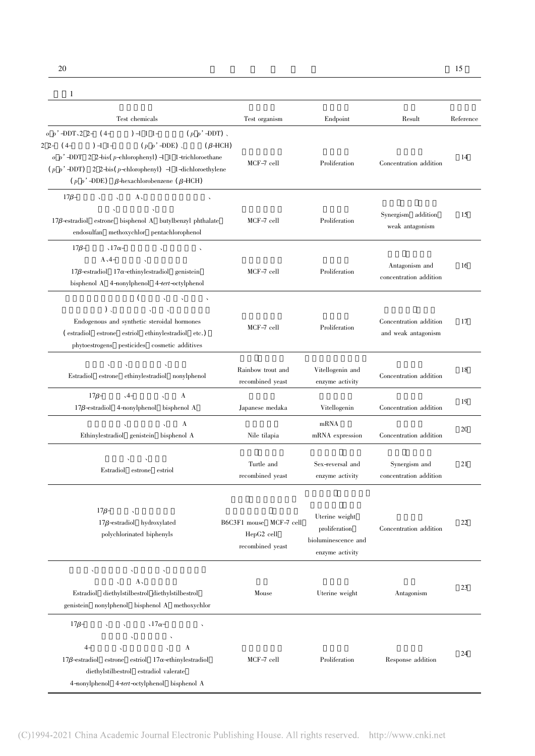1

| Test chemicals | Test organism | Endpoint | Result | Reference |
|---|---|---|---|---|
| *o*,*p*'-DDT、2,2-(4-)-1,1,1-(*p*,*p*'-DDT)、2,2-(4-)-1,1-(*p*,*p*'-DDE)、(β-HCH) *o*,*p*'-DDT,2,2-bis(*p*-chlorophenyl)-1,1,1-trichloroethane (*p*,*p*'-DDT),2,2-bis(*p*-chlorophenyl)-1,1-dichloroethylene (*p*,*p*'-DDE),β-hexachlorobenzene (β-HCH) | MCF-7 cell | Proliferation | Concentration addition | 14 |
| 17β-、、A、、、、 17β-estradiol,estrone,bisphenol A,butylbenzyl phthalate,endosulfan,methoxychlor,pentachlorophenol | MCF-7 cell | Proliferation | Synergism,addition,weak antagonism | 15 |
| 17β-、17α-、、A、4-、 17β-estradiol,17α-ethinylestradiol,genistein,bisphenol A,4-nonylphenol,4-*tert*-octylphenol | MCF-7 cell | Proliferation | Antagonism and concentration addition | 16 |
| (、、、)、、、 Endogenous and synthetic steroidal hormones (estradiol,estrone,estriol,ethinylestradiol,etc.),phytoestrogens,pesticides,cosmetic additives | MCF-7 cell | Proliferation | Concentration addition and weak antagonism | 17 |
| 、、、 Estradiol,estrone,ethinylestradiol,nonylphenol | Rainbow trout and recombined yeast | Vitellogenin and enzyme activity | Concentration addition | 18 |
| 17β-、4-、A 17β-estradiol,4-nonylphenol,bisphenol A | Japanese medaka | Vitellogenin | Concentration addition | 19 |
| 、、A Ethinylestradiol,genistein,bisphenol A | Nile tilapia | mRNA mRNA expression | Concentration addition | 20 |
| 、、 Estradiol,estrone,estriol | Turtle and recombined yeast | Sex-reversal and enzyme activity | Synergism and concentration addition | 21 |
| 17β-、 17β-estradiol,hydroxylated polychlorinated biphenyls | B6C3F1 mouse,MCF-7 cell,HepG2 cell,recombined yeast | Uterine weight,proliferation,bioluminescence and enzyme activity | Concentration addition | 22 |
| 、、、、A、 Estradiol,diethylstilbestrol,diethylstilbestrol,genistein,nonylphenol,bisphenol A,methoxychlor | Mouse | Uterine weight | Antagonism | 23 |
| 17β-、、、17α-、、、4-、、 17β-estradiol,estrone,estriol,17α-ethinylestradiol,diethylstilbestrol,estradiol valerate,4-nonylphenol,4-*tert*-octylphenol,bisphenol A | MCF-7 cell | Proliferation | Response addition | 24 |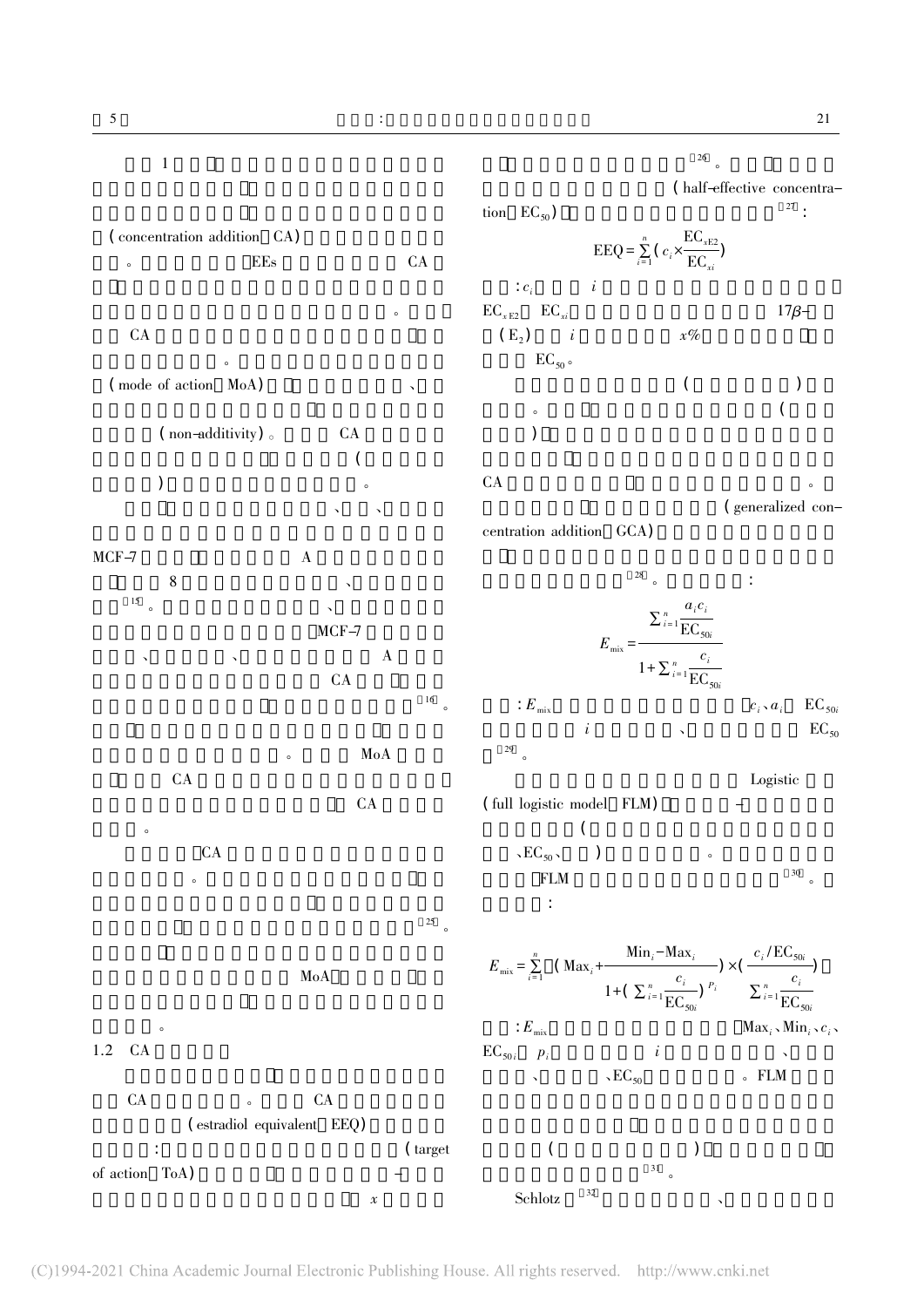1

(concentration addition, CA)

。 EEs CA

。

CA

。

(mode of action, MoA) 、

(non-additivity)。 CA

(

) 。

、 、

MCF-7 A

8 、

[15]。 、

MCF-7

、 、 A

CA

[16]。

。 MoA

CA

CA

。

CA

。

[25]。

MoA

。

## 1.2 CA

CA 。 CA

(estradiol equivalent, EEQ)

: (target of action, ToA) –

$x$

[26]。

(half-effective concentration, $EC_{50}$) [27]:

$$EEQ=\sum_{i=1}^{n}\left(c_i\times\frac{EC_{xE2}}{EC_{xi}}\right)$$

: $c_i$ $i$

$EC_{xE2}$ $EC_{xi}$ 17β-

($E_2$) $i$ $x\%$

$EC_{50}$。

( )

。 (

)

CA 。

(generalized concentration addition, GCA)

[28]。 :

$$E_{mix}=\frac{\sum_{i=1}^{n}\frac{a_i c_i}{EC_{50i}}}{1+\sum_{i=1}^{n}\frac{c_i}{EC_{50i}}}$$

: $E_{mix}$ $c_i$、$a_i$ $EC_{50i}$

$i$ 、 $EC_{50}$

[29]。

Logistic

(full logistic model, FLM) –

(

、$EC_{50}$、 ) 。

FLM [30]。

:

$$E_{mix}=\sum_{i=1}^{n}\left(Max_i+\frac{Min_i-Max_i}{1+\left(\sum_{i=1}^{n}\frac{c_i}{EC_{50i}}\right)^{p_i}}\right)\times\left(\frac{c_i/EC_{50i}}{\sum_{i=1}^{n}\frac{c_i}{EC_{50i}}}\right)$$

: $E_{mix}$ $Max_i$、$Min_i$、$c_i$、

$EC_{50i}$ $p_i$ $i$ 、

、 、$EC_{50}$ 。 FLM

( )

[31]。

Schlotz [32] 、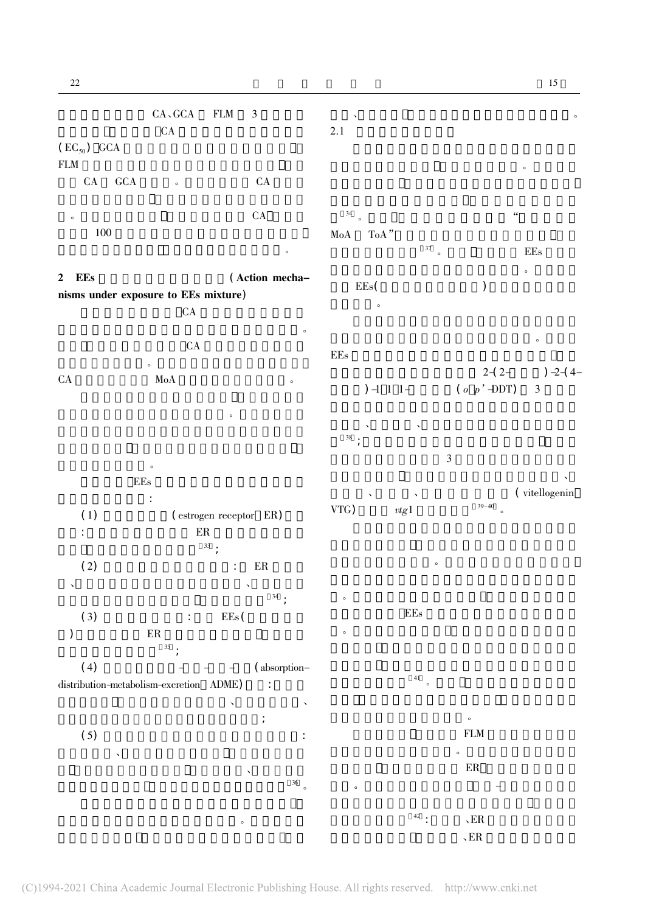CA、GCA FLM 3

CA

($EC_{50}$) GCA

FLM

CA GCA 。 CA

。 CA

100

。

## 2 EEs (Action mechanisms under exposure to EEs mixture)

CA

。

CA

。

CA MoA 。

。

。

EEs

:

(1) (estrogen receptor, ER)

: ER

[33];

(2) : ER

、 、

[34];

(3) : EEs(

) ER

[35];

(4) - - - (absorption-distribution-metabolism-excretion, ADME) :

、 、

;

(5) :

、 、

[36]。

。

、 。

### 2.1

。

。

[34]。 “

MoA ToA”

[37]。 EEs

。

EEs( )

。

。

EEs

2-(2- )-2-(4- )-1,1,1- (*o,p'*-DDT) 3

、 、

[38];

3

、

、 、 (vitellogenin, VTG) *vtg*1 [39-40]。

。

。

EEs

。

[41]。

。

FLM

。

ER

。 -

[42]: 、ER

、ER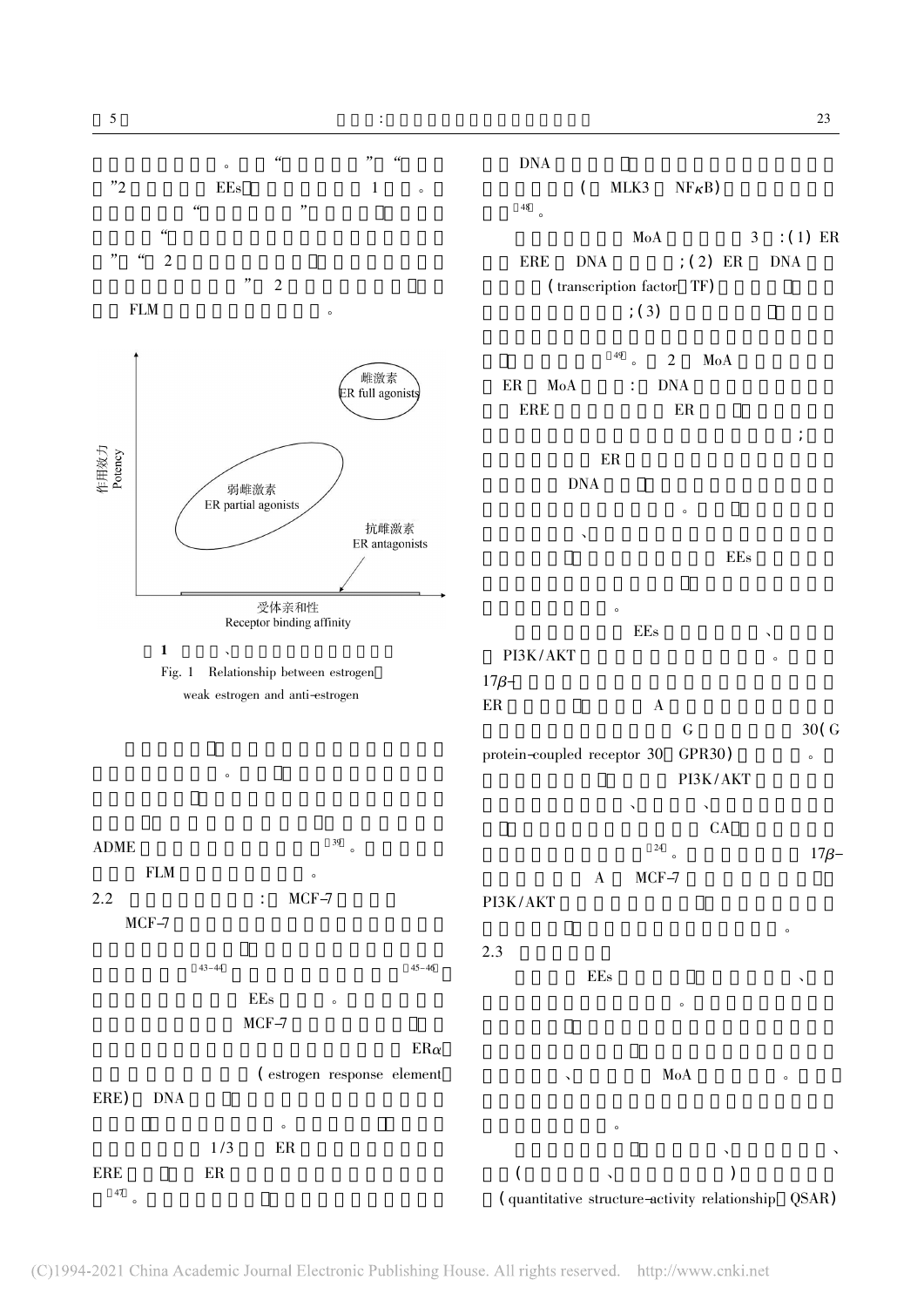。 “ ” “
”2 EEs 1 。
“ ”
“
” “ 2
” 2
FLM 。

作用效力 Potency

受体亲和性 Receptor binding affinity

雌激素 ER full agonists

弱雌激素 ER partial agonists

抗雌激素 ER antagonists

图 1 、

Fig. 1 Relationship between estrogen、weak estrogen and anti-estrogen

。

ADME [39]。

FLM 。

## 2.2 ： MCF-7

MCF-7

[43-44] [45-46]

EEs 。

MCF-7

ERα

(estrogen response element,

ERE) DNA

。

1/3 ER

ERE ER

[47]。

DNA

( MLK3 NFκB)

[48]。

MoA 3 ：(1) ER

ERE DNA ；(2) ER DNA

(transcription factor, TF)

；(3)

[49]。 2 MoA

ER MoA ： DNA

ERE ER

；

ER

DNA

。

、

EEs

。

EEs 、

PI3K/AKT 。

17β-

ER A

G 30(G

protein-coupled receptor 30, GPR30) 。

PI3K/AKT

、 、

CA

[24]。 17β-

A MCF-7

PI3K/AKT

。

## 2.3

EEs 、

。

、 MoA 。

。

、 、

( 、 )

(quantitative structure-activity relationship, QSAR)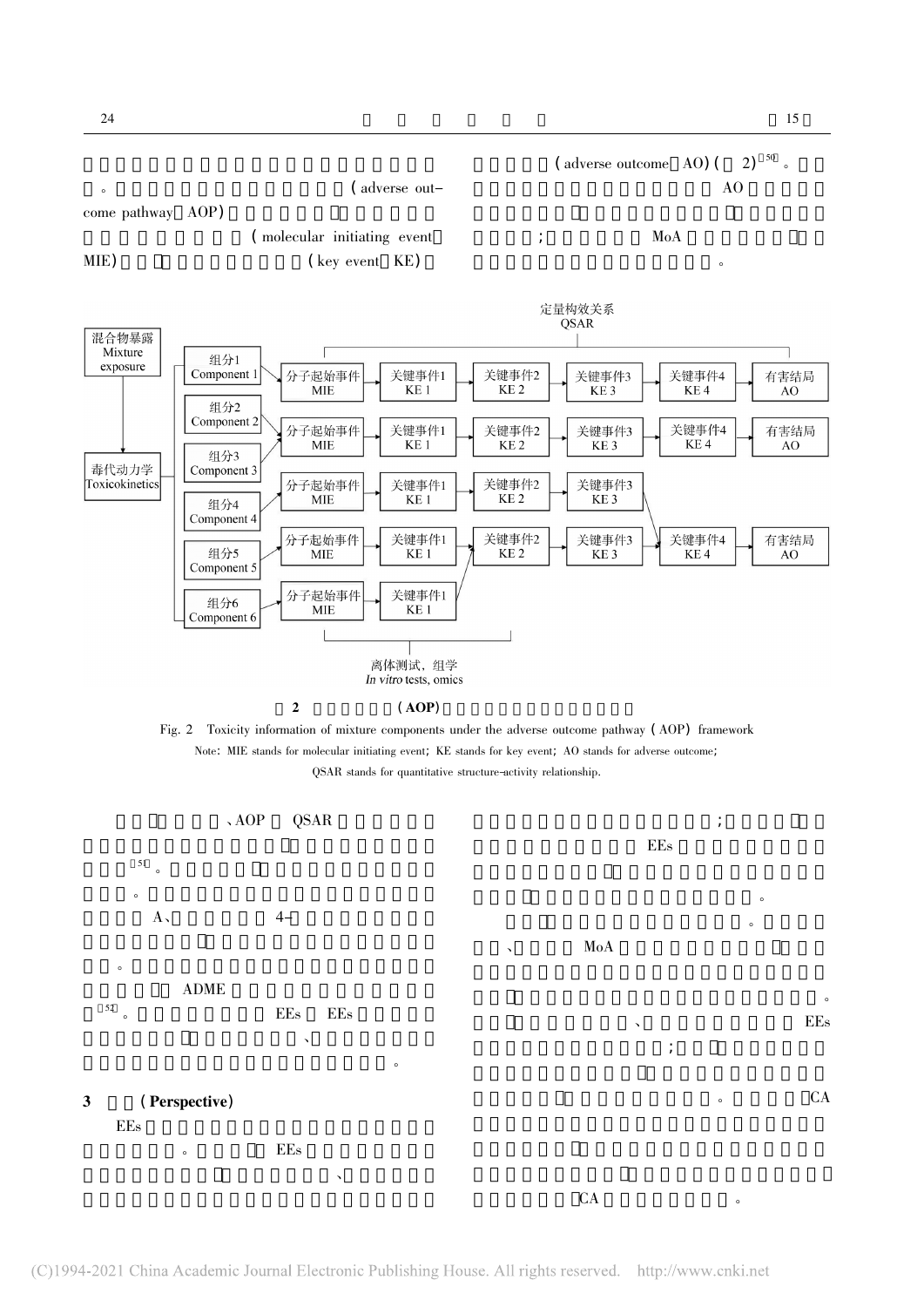。(adverse outcome pathway, AOP)

(molecular initiating event, MIE) (key event, KE) (adverse outcome, AO) (2)[50]。

AO

;MoA

。

定量构效关系
QSAR

混合物暴露
Mixture exposure

毒代动力学
Toxicokinetics

组分1 Component 1 → 分子起始事件 MIE → 关键事件1 KE 1 → 关键事件2 KE 2 → 关键事件3 KE 3 → 关键事件4 KE 4 → 有害结局 AO

组分2 Component 2 → 分子起始事件 MIE → 关键事件1 KE 1 → 关键事件2 KE 2 → 关键事件3 KE 3 → 关键事件4 KE 4 → 有害结局 AO

组分3 Component 3 → 分子起始事件 MIE → 关键事件1 KE 1 → 关键事件2 KE 2 → 关键事件3 KE 3

组分4 Component 4 → 分子起始事件 MIE → 关键事件1 KE 1 → 关键事件2 KE 2 → 关键事件3 KE 3 → 关键事件4 KE 4 → 有害结局 AO

组分5 Component 5

组分6 Component 6 → 分子起始事件 MIE → 关键事件1 KE 1

离体测试，组学
*In vitro* tests, omics

图 2 (AOP)

Fig. 2 Toxicity information of mixture components under the adverse outcome pathway (AOP) framework

Note: MIE stands for molecular initiating event; KE stands for key event; AO stands for adverse outcome; QSAR stands for quantitative structure-activity relationship.

、AOP QSAR

[51]。

。

A、 4-

。

ADME

[52]。 EEs EEs

、

。

## 3 (Perspective)

EEs

。 EEs

、

;

EEs

。

。

、 MoA

。

、 EEs

;

。 CA

CA 。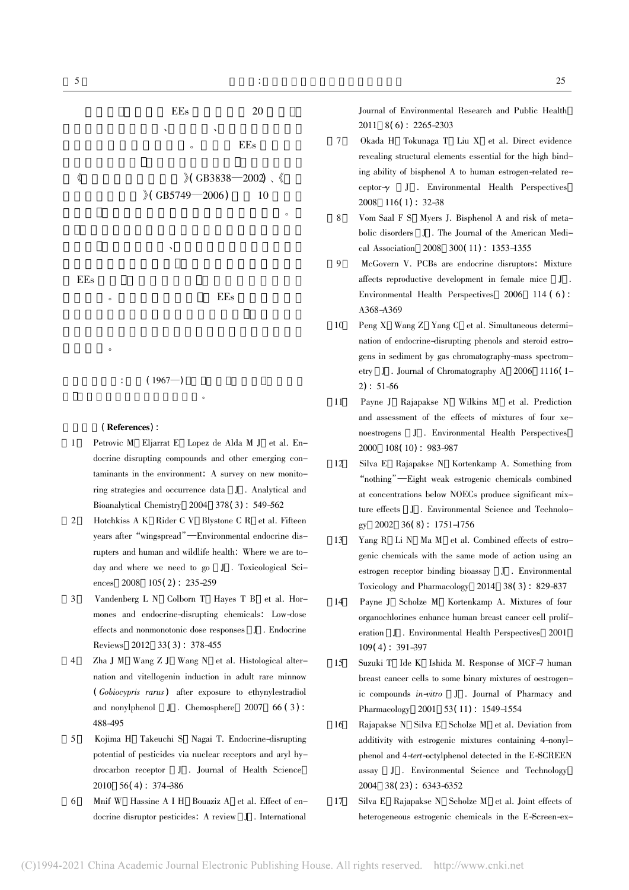EEs 20

、 、

。 EEs

《 》( GB3838—2002) 、《

》( GB5749—2006) 10

。

、

EEs

。 EEs

。

: (1967—)

。

**( References)** :

[1] Petrovic M, Eljarrat E, Lopez de Alda M J, et al. Endocrine disrupting compounds and other emerging contaminants in the environment: A survey on new monitoring strategies and occurrence data [J]. Analytical and Bioanalytical Chemistry, 2004, 378(3): 549-562

[2] Hotchkiss A K, Rider C V, Blystone C R, et al. Fifteen years after "wingspread"—Environmental endocrine disrupters and human and wildlife health: Where we are today and where we need to go [J]. Toxicological Sciences, 2008, 105(2): 235-259

[3] Vandenberg L N, Colborn T, Hayes T B, et al. Hormones and endocrine-disrupting chemicals: Low-dose effects and nonmonotonic dose responses [J]. Endocrine Reviews, 2012, 33(3): 378-455

[4] Zha J M, Wang Z J, Wang N, et al. Histological alternation and vitellogenin induction in adult rare minnow (*Gobiocypris rarus*) after exposure to ethynylestradiol and nonylphenol [J]. Chemosphere, 2007, 66(3): 488-495

[5] Kojima H, Takeuchi S, Nagai T. Endocrine-disrupting potential of pesticides via nuclear receptors and aryl hydrocarbon receptor [J]. Journal of Health Science, 2010, 56(4): 374-386

[6] Mnif W, Hassine A I H, Bouaziz A, et al. Effect of endocrine disruptor pesticides: A review [J]. International Journal of Environmental Research and Public Health, 2011, 8(6): 2265-2303

[7] Okada H, Tokunaga T, Liu X, et al. Direct evidence revealing structural elements essential for the high binding ability of bisphenol A to human estrogen-related receptor-γ [J]. Environmental Health Perspectives, 2008, 116(1): 32-38

[8] Vom Saal F S, Myers J. Bisphenol A and risk of metabolic disorders [J]. The Journal of the American Medical Association, 2008, 300(11): 1353-1355

[9] McGovern V. PCBs are endocrine disruptors: Mixture affects reproductive development in female mice [J]. Environmental Health Perspectives, 2006, 114(6): A368-A369

[10] Peng X, Wang Z, Yang C, et al. Simultaneous determination of endocrine-disrupting phenols and steroid estrogens in sediment by gas chromatography-mass spectrometry [J]. Journal of Chromatography A, 2006, 1116(1-2): 51-56

[11] Payne J, Rajapakse N, Wilkins M, et al. Prediction and assessment of the effects of mixtures of four xenoestrogens [J]. Environmental Health Perspectives, 2000, 108(10): 983-987

[12] Silva E, Rajapakse N, Kortenkamp A. Something from "nothing"—Eight weak estrogenic chemicals combined at concentrations below NOECs produce significant mixture effects [J]. Environmental Science and Technology, 2002, 36(8): 1751-1756

[13] Yang R, Li N, Ma M, et al. Combined effects of estrogenic chemicals with the same mode of action using an estrogen receptor binding bioassay [J]. Environmental Toxicology and Pharmacology, 2014, 38(3): 829-837

[14] Payne J, Scholze M, Kortenkamp A. Mixtures of four organochlorines enhance human breast cancer cell proliferation [J]. Environmental Health Perspectives, 2001, 109(4): 391-397

[15] Suzuki T, Ide K, Ishida M. Response of MCF-7 human breast cancer cells to some binary mixtures of oestrogenic compounds *in-vitro* [J]. Journal of Pharmacy and Pharmacology, 2001, 53(11): 1549-1554

[16] Rajapakse N, Silva E, Scholze M, et al. Deviation from additivity with estrogenic mixtures containing 4-nonylphenol and 4-*tert*-octylphenol detected in the E-SCREEN assay [J]. Environmental Science and Technology, 2004, 38(23): 6343-6352

[17] Silva E, Rajapakse N, Scholze M, et al. Joint effects of heterogeneous estrogenic chemicals in the E-Screen-ex-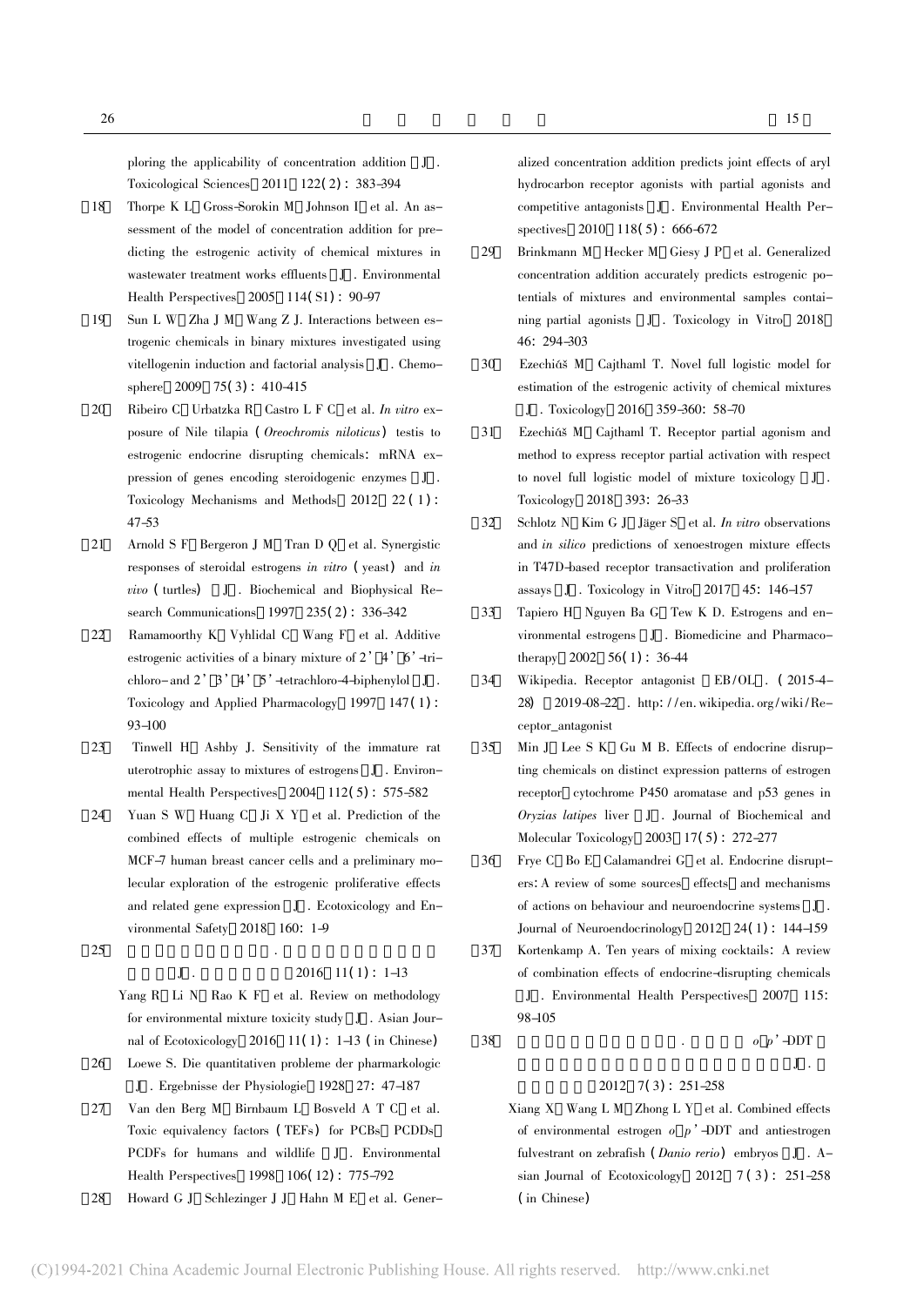ploring the applicability of concentration addition [J]. Toxicological Sciences, 2011, 122(2): 383-394

[18] Thorpe K L, Gross-Sorokin M, Johnson I, et al. An assessment of the model of concentration addition for predicting the estrogenic activity of chemical mixtures in wastewater treatment works effluents [J]. Environmental Health Perspectives, 2005, 114(S1): 90-97

[19] Sun L W, Zha J M, Wang Z J. Interactions between estrogenic chemicals in binary mixtures investigated using vitellogenin induction and factorial analysis [J]. Chemosphere, 2009, 75(3): 410-415

[20] Ribeiro C, Urbatzka R, Castro L F C, et al. *In vitro* exposure of Nile tilapia (*Oreochromis niloticus*) testis to estrogenic endocrine disrupting chemicals: mRNA expression of genes encoding steroidogenic enzymes [J]. Toxicology Mechanisms and Methods, 2012, 22(1): 47-53

[21] Arnold S F, Bergeron J M, Tran D Q, et al. Synergistic responses of steroidal estrogens *in vitro* (yeast) and *in vivo* (turtles) [J]. Biochemical and Biophysical Research Communications, 1997, 235(2): 336-342

[22] Ramamoorthy K, Vyhlidal C, Wang F, et al. Additive estrogenic activities of a binary mixture of 2',4',6'-trichloro- and 2',3',4',5'-tetrachloro-4-biphenylol [J]. Toxicology and Applied Pharmacology, 1997, 147(1): 93-100

[23] Tinwell H, Ashby J. Sensitivity of the immature rat uterotrophic assay to mixtures of estrogens [J]. Environmental Health Perspectives, 2004, 112(5): 575-582

[24] Yuan S W, Huang C, Ji X Y, et al. Prediction of the combined effects of multiple estrogenic chemicals on MCF-7 human breast cancer cells and a preliminary molecular exploration of the estrogenic proliferative effects and related gene expression [J]. Ecotoxicology and Environmental Safety, 2018, 160: 1-9

[25] 杨蓉，李娜，饶凯锋，等. 混合物毒性研究方法学进展 [J]. 生态毒理学报，2016, 11(1): 1-13

Yang R, Li N, Rao K F, et al. Review on methodology for environmental mixture toxicity study [J]. Asian Journal of Ecotoxicology, 2016, 11(1): 1-13 (in Chinese)

[26] Loewe S. Die quantitativen probleme der pharmakologie [J]. Ergebnisse der Physiologie, 1928, 27: 47-187

[27] Van den Berg M, Birnbaum L, Bosveld A T C, et al. Toxic equivalency factors (TEFs) for PCBs, PCDDs, PCDFs for humans and wildlife [J]. Environmental Health Perspectives, 1998, 106(12): 775-792

[28] Howard G J, Schlezinger J J, Hahn M E, et al. Generalized concentration addition predicts joint effects of aryl hydrocarbon receptor agonists with partial agonists and competitive antagonists [J]. Environmental Health Perspectives, 2010, 118(5): 666-672

[29] Brinkmann M, Hecker M, Giesy J P, et al. Generalized concentration addition accurately predicts estrogenic potentials of mixtures and environmental samples containing partial agonists [J]. Toxicology in Vitro, 2018, 46: 294-303

[30] Ezechiáš M, Cajthaml T. Novel full logistic model for estimation of the estrogenic activity of chemical mixtures [J]. Toxicology, 2016, 359-360: 58-70

[31] Ezechiáš M, Cajthaml T. Receptor partial agonism and method to express receptor partial activation with respect to novel full logistic model of mixture toxicology [J]. Toxicology, 2018, 393: 26-33

[32] Schlotz N, Kim G J, Jäger S, et al. *In vitro* observations and *in silico* predictions of xenoestrogen mixture effects in T47D-based receptor transactivation and proliferation assays [J]. Toxicology in Vitro, 2017, 45: 146-157

[33] Tapiero H, Nguyen Ba G, Tew K D. Estrogens and environmental estrogens [J]. Biomedicine and Pharmacotherapy, 2002, 56(1): 36-44

[34] Wikipedia. Receptor antagonist [EB/OL]. (2015-4-28) [2019-08-22]. http://en.wikipedia.org/wiki/Receptor_antagonist

[35] Min J, Lee S K, Gu M B. Effects of endocrine disrupting chemicals on distinct expression patterns of estrogen receptor, cytochrome P450 aromatase and p53 genes in *Oryzias latipes* liver [J]. Journal of Biochemical and Molecular Toxicology, 2003, 17(5): 272-277

[36] Frye C, Bo E, Calamandrei G, et al. Endocrine disrupters: A review of some sources, effects, and mechanisms of actions on behaviour and neuroendocrine systems [J]. Journal of Neuroendocrinology, 2012, 24(1): 144-159

[37] Kortenkamp A. Ten years of mixing cocktails: A review of combination effects of endocrine-disrupting chemicals [J]. Environmental Health Perspectives, 2007, 115: 98-105

[38] 向霞，王丽敏，仲莉，等. 环境雌激素 *o*,*p*'-DDT 和抗雌激素氟维司群对斑马鱼胚胎的联合作用 [J]. 生态毒理学报，2012, 7(3): 251-258

Xiang X, Wang L M, Zhong L Y, et al. Combined effects of environmental estrogen *o*,*p*'-DDT and antiestrogen fulvestrant on zebrafish (*Danio rerio*) embryos [J]. Asian Journal of Ecotoxicology, 2012, 7(3): 251-258 (in Chinese)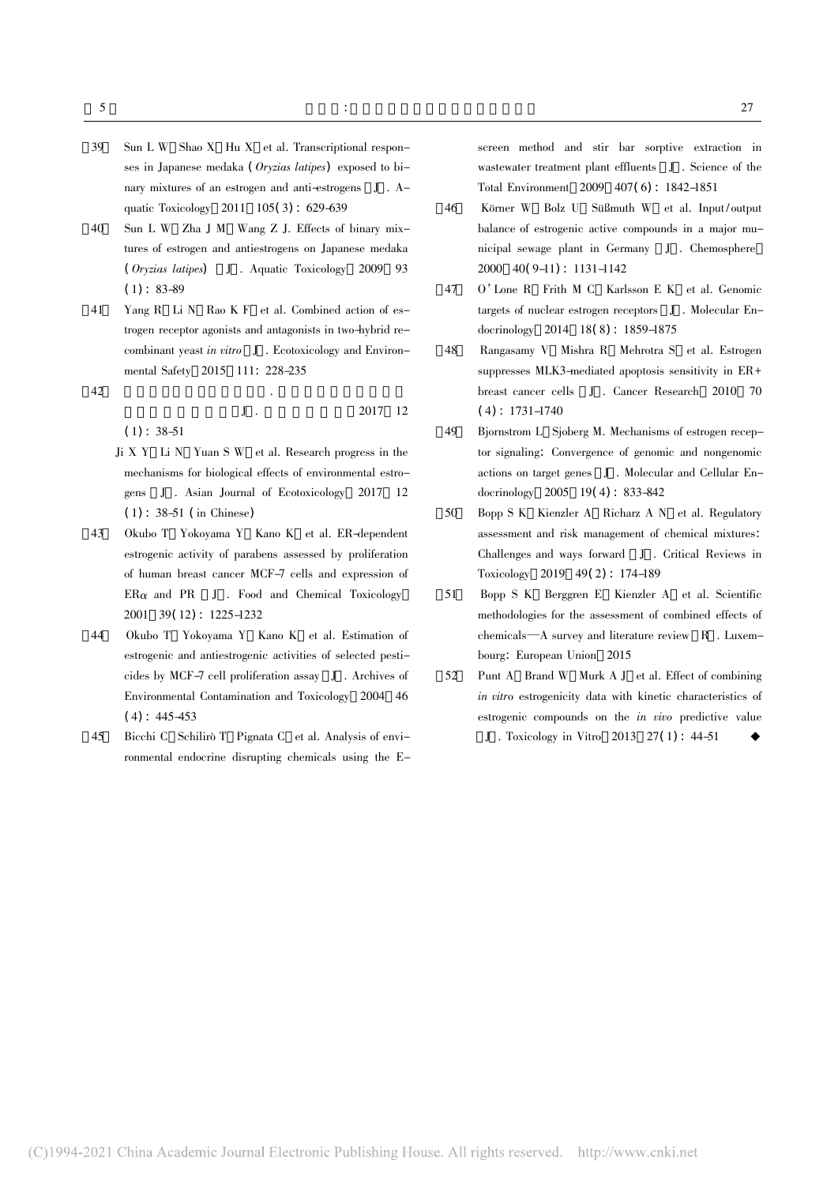[39] Sun L W, Shao X, Hu X, et al. Transcriptional responses in Japanese medaka (*Oryzias latipes*) exposed to binary mixtures of an estrogen and anti-estrogens [J]. Aquatic Toxicology, 2011, 105(3): 629-639

[40] Sun L W, Zha J M, Wang Z J. Effects of binary mixtures of estrogen and antiestrogens on Japanese medaka (*Oryzias latipes*) [J]. Aquatic Toxicology, 2009, 93(1): 83-89

[41] Yang R, Li N, Rao K F, et al. Combined action of estrogen receptor agonists and antagonists in two-hybrid recombinant yeast *in vitro* [J]. Ecotoxicology and Environmental Safety, 2015, 111: 228-235

[42] [J]. , 2017, 12(1): 38-51

Ji X Y, Li N, Yuan S W, et al. Research progress in the mechanisms for biological effects of environmental estrogens [J]. Asian Journal of Ecotoxicology, 2017, 12(1): 38-51 (in Chinese)

[43] Okubo T, Yokoyama Y, Kano K, et al. ER-dependent estrogenic activity of parabens assessed by proliferation of human breast cancer MCF-7 cells and expression of ERα and PR [J]. Food and Chemical Toxicology, 2001, 39(12): 1225-1232

[44] Okubo T, Yokoyama Y, Kano K, et al. Estimation of estrogenic and antiestrogenic activities of selected pesticides by MCF-7 cell proliferation assay [J]. Archives of Environmental Contamination and Toxicology, 2004, 46(4): 445-453

[45] Bicchi C, Schilirò T, Pignata C, et al. Analysis of environmental endocrine disrupting chemicals using the E-screen method and stir bar sorptive extraction in wastewater treatment plant effluents [J]. Science of the Total Environment, 2009, 407(6): 1842-1851

[46] Körner W, Bolz U, Süßmuth W, et al. Input/output balance of estrogenic active compounds in a major municipal sewage plant in Germany [J]. Chemosphere, 2000, 40(9-11): 1131-1142

[47] O'Lone R, Frith M C, Karlsson E K, et al. Genomic targets of nuclear estrogen receptors [J]. Molecular Endocrinology, 2014, 18(8): 1859-1875

[48] Rangasamy V, Mishra R, Mehrotra S, et al. Estrogen suppresses MLK3-mediated apoptosis sensitivity in ER+ breast cancer cells [J]. Cancer Research, 2010, 70(4): 1731-1740

[49] Bjornstrom L, Sjoberg M. Mechanisms of estrogen receptor signaling: Convergence of genomic and nongenomic actions on target genes [J]. Molecular and Cellular Endocrinology, 2005, 19(4): 833-842

[50] Bopp S K, Kienzler A, Richarz A N, et al. Regulatory assessment and risk management of chemical mixtures: Challenges and ways forward [J]. Critical Reviews in Toxicology, 2019, 49(2): 174-189

[51] Bopp S K, Berggren E, Kienzler A, et al. Scientific methodologies for the assessment of combined effects of chemicals—A survey and literature review [R]. Luxembourg: European Union, 2015

[52] Punt A, Brand W, Murk A J, et al. Effect of combining *in vitro* estrogenicity data with kinetic characteristics of estrogenic compounds on the *in vivo* predictive value [J]. Toxicology in Vitro, 2013, 27(1): 44-51 ◆